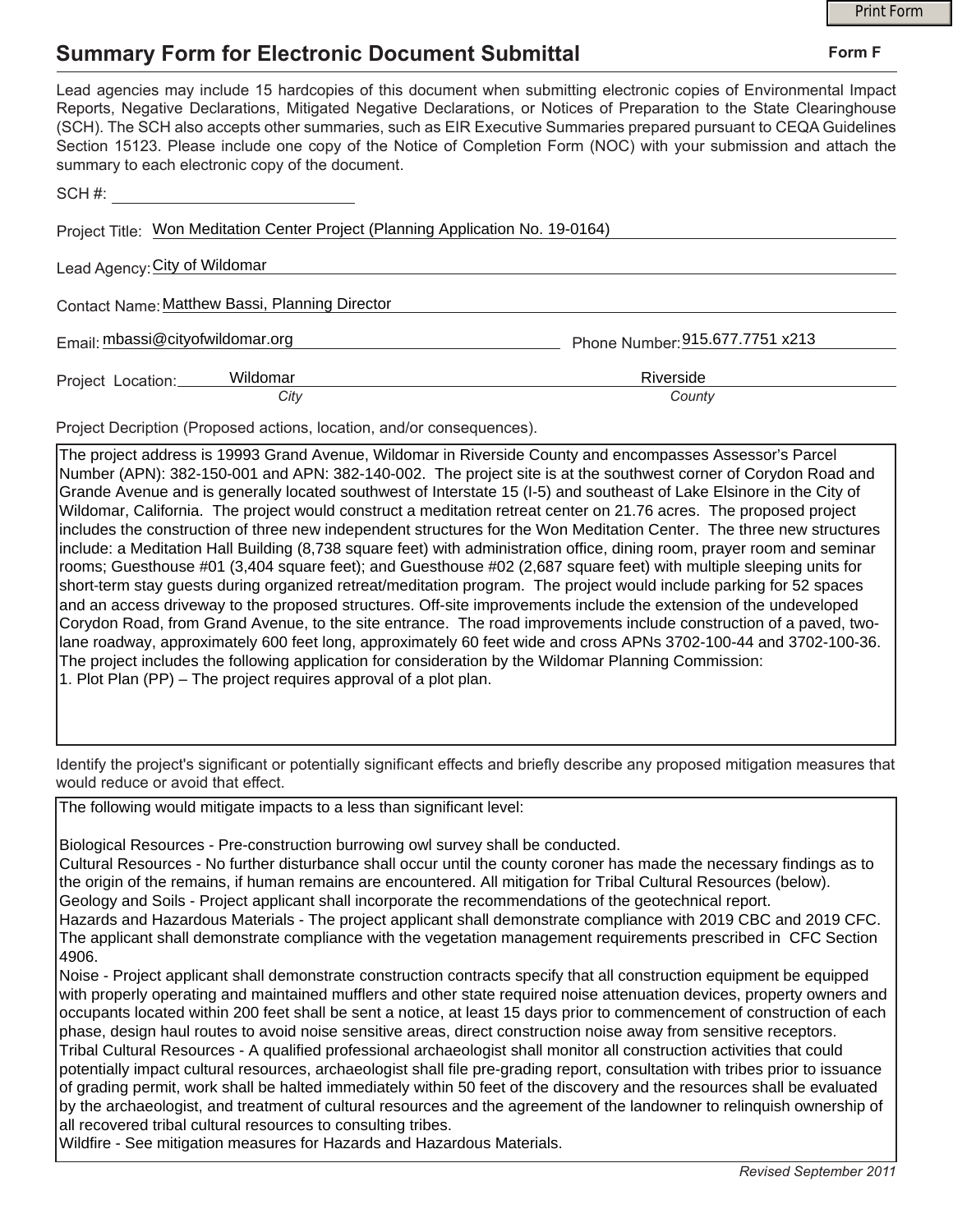# Summary Form for Electronic Document Submittal

**Form F**

Lead agencies may include 15 hardcopies of this document when submitting electronic copies of Environmental Impact Reports, Negative Declarations, Mitigated Negative Declarations, or Notices of Preparation to the State Clearinghouse (SCH). The SCH also accepts other summaries, such as EIR Executive Summaries prepared pursuant to CEQA Guidelines Section 15123. Please include one copy of the Notice of Completion Form (NOC) with your submission and attach the summary to each electronic copy of the document.

SCH #: ______________________

Project Title: Won Meditation Center Project (Planning Application No. 19-0164)

Lead Agency: City of Wildomar

Contact Name: Matthew Bassi, Planning Director

Email: mbassi@cityofwildomar.org

Phone Number: 915.677.7751 x213

Project Location: Wildomar (*City*) Riverside (*County*)

Project Decription (Proposed actions, location, and/or consequences).

The project address is 19993 Grand Avenue, Wildomar in Riverside County and encompasses Assessor's Parcel Number (APN): 382-150-001 and APN: 382-140-002. The project site is at the southwest corner of Corydon Road and Grande Avenue and is generally located southwest of Interstate 15 (I-5) and southeast of Lake Elsinore in the City of Wildomar, California. The project would construct a meditation retreat center on 21.76 acres. The proposed project includes the construction of three new independent structures for the Won Meditation Center. The three new structures include: a Meditation Hall Building (8,738 square feet) with administration office, dining room, prayer room and seminar rooms; Guesthouse #01 (3,404 square feet); and Guesthouse #02 (2,687 square feet) with multiple sleeping units for short-term stay guests during organized retreat/meditation program. The project would include parking for 52 spaces and an access driveway to the proposed structures. Off-site improvements include the extension of the undeveloped Corydon Road, from Grand Avenue, to the site entrance. The road improvements include construction of a paved, two-lane roadway, approximately 600 feet long, approximately 60 feet wide and cross APNs 3702-100-44 and 3702-100-36. The project includes the following application for consideration by the Wildomar Planning Commission:
1. Plot Plan (PP) – The project requires approval of a plot plan.

Identify the project's significant or potentially significant effects and briefly describe any proposed mitigation measures that would reduce or avoid that effect.

The following would mitigate impacts to a less than significant level:

Biological Resources - Pre-construction burrowing owl survey shall be conducted.
Cultural Resources - No further disturbance shall occur until the county coroner has made the necessary findings as to the origin of the remains, if human remains are encountered. All mitigation for Tribal Cultural Resources (below).
Geology and Soils - Project applicant shall incorporate the recommendations of the geotechnical report.
Hazards and Hazardous Materials - The project applicant shall demonstrate compliance with 2019 CBC and 2019 CFC. The applicant shall demonstrate compliance with the vegetation management requirements prescribed in CFC Section 4906.
Noise - Project applicant shall demonstrate construction contracts specify that all construction equipment be equipped with properly operating and maintained mufflers and other state required noise attenuation devices, property owners and occupants located within 200 feet shall be sent a notice, at least 15 days prior to commencement of construction of each phase, design haul routes to avoid noise sensitive areas, direct construction noise away from sensitive receptors.
Tribal Cultural Resources - A qualified professional archaeologist shall monitor all construction activities that could potentially impact cultural resources, archaeologist shall file pre-grading report, consultation with tribes prior to issuance of grading permit, work shall be halted immediately within 50 feet of the discovery and the resources shall be evaluated by the archaeologist, and treatment of cultural resources and the agreement of the landowner to relinquish ownership of all recovered tribal cultural resources to consulting tribes.
Wildfire - See mitigation measures for Hazards and Hazardous Materials.

*Revised September 2011*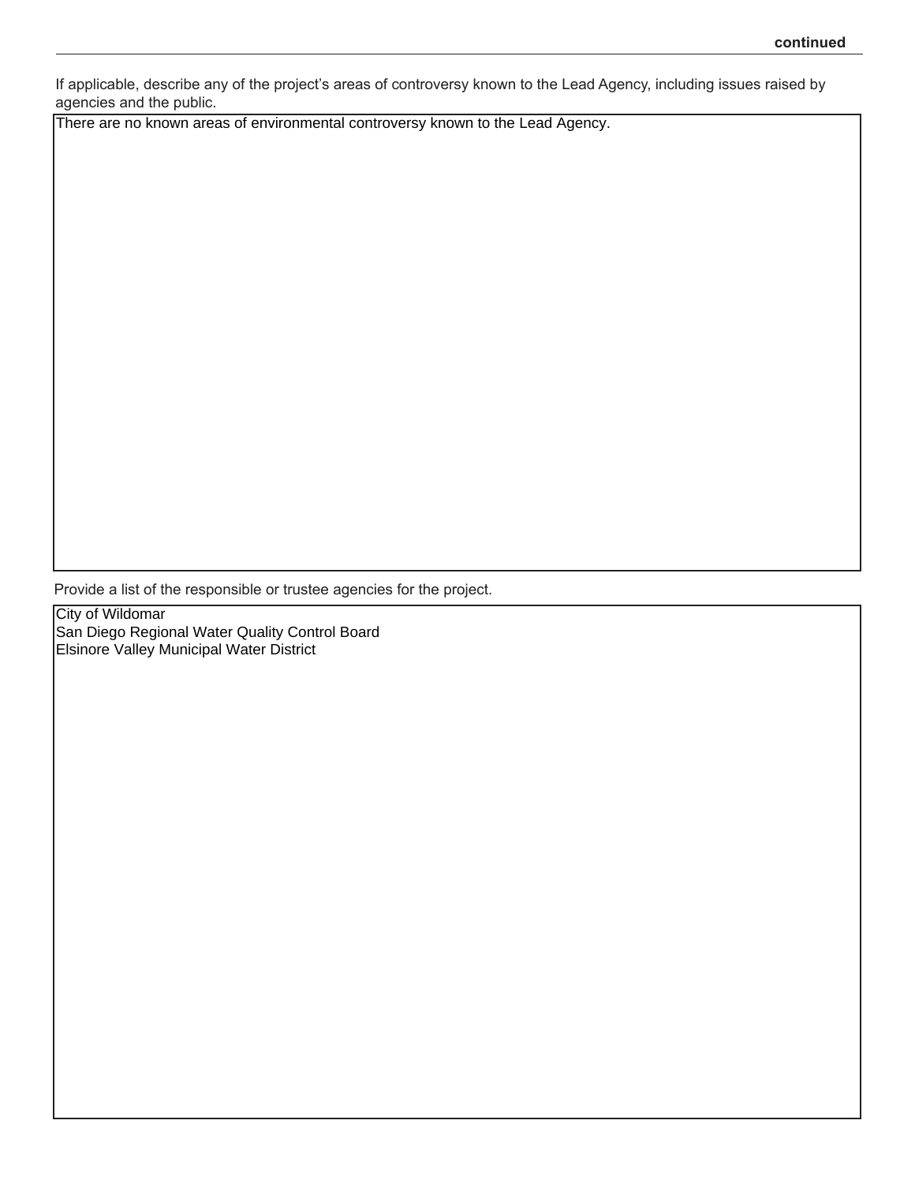**continued**

If applicable, describe any of the project's areas of controversy known to the Lead Agency, including issues raised by agencies and the public.

There are no known areas of environmental controversy known to the Lead Agency.

Provide a list of the responsible or trustee agencies for the project.

City of Wildomar
San Diego Regional Water Quality Control Board
Elsinore Valley Municipal Water District